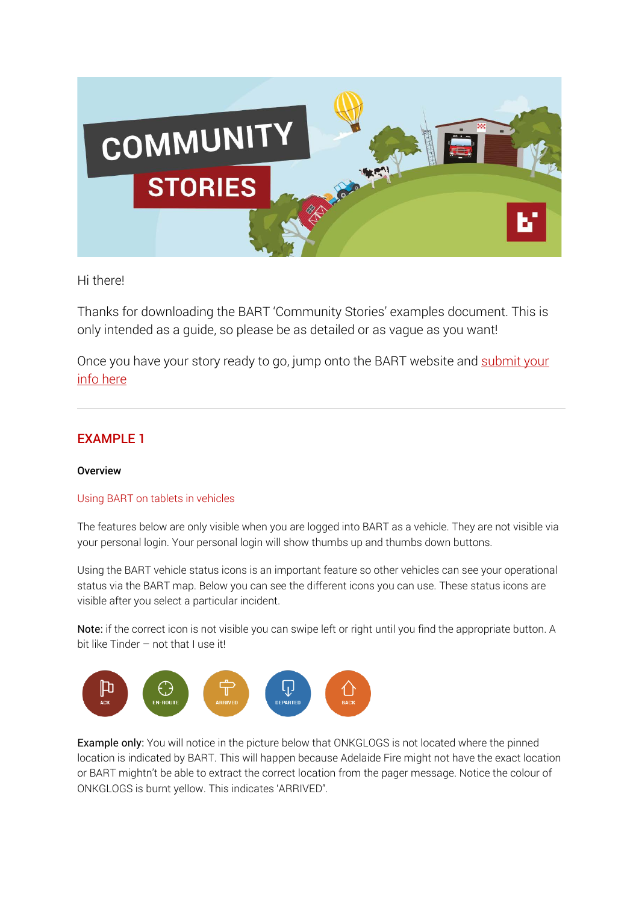Hi there!

Thanks for downloading the BART 'Community Stories' examples document. This is only intended as a guide, so please be as detailed or as vague as you want!

Once you have your story ready to go, jump onto the BART website and [submit your info here]()

---

## EXAMPLE 1

**Overview**

Using BART on tablets in vehicles

The features below are only visible when you are logged into BART as a vehicle. They are not visible via your personal login. Your personal login will show thumbs up and thumbs down buttons.

Using the BART vehicle status icons is an important feature so other vehicles can see your operational status via the BART map. Below you can see the different icons you can use. These status icons are visible after you select a particular incident.

**Note:** if the correct icon is not visible you can swipe left or right until you find the appropriate button. A bit like Tinder – not that I use it!

ACK EN-ROUTE ARRIVED DEPARTED BACK

**Example only:** You will notice in the picture below that ONKGLOGS is not located where the pinned location is indicated by BART. This will happen because Adelaide Fire might not have the exact location or BART mightn't be able to extract the correct location from the pager message. Notice the colour of ONKGLOGS is burnt yellow. This indicates 'ARRIVED".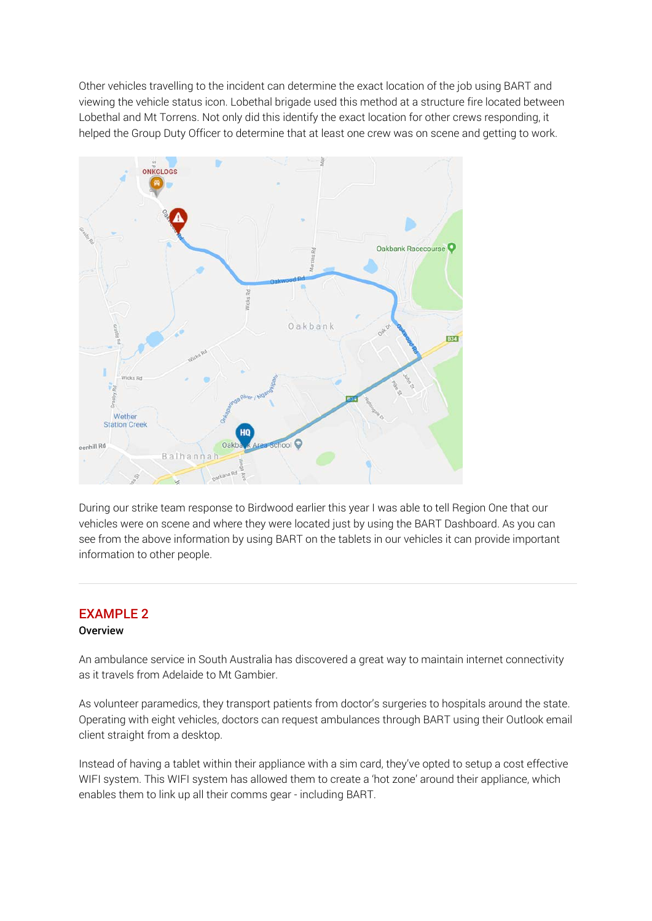Other vehicles travelling to the incident can determine the exact location of the job using BART and viewing the vehicle status icon. Lobethal brigade used this method at a structure fire located between Lobethal and Mt Torrens. Not only did this identify the exact location for other crews responding, it helped the Group Duty Officer to determine that at least one crew was on scene and getting to work.

During our strike team response to Birdwood earlier this year I was able to tell Region One that our vehicles were on scene and where they were located just by using the BART Dashboard. As you can see from the above information by using BART on the tablets in our vehicles it can provide important information to other people.

---

## EXAMPLE 2

**Overview**

An ambulance service in South Australia has discovered a great way to maintain internet connectivity as it travels from Adelaide to Mt Gambier.

As volunteer paramedics, they transport patients from doctor's surgeries to hospitals around the state. Operating with eight vehicles, doctors can request ambulances through BART using their Outlook email client straight from a desktop.

Instead of having a tablet within their appliance with a sim card, they've opted to setup a cost effective WIFI system. This WIFI system has allowed them to create a 'hot zone' around their appliance, which enables them to link up all their comms gear - including BART.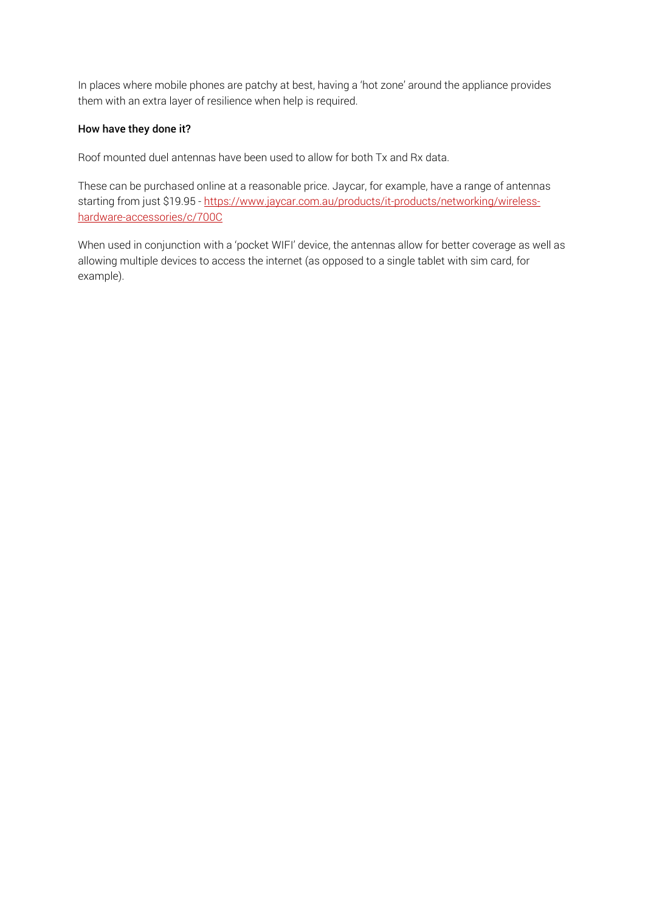In places where mobile phones are patchy at best, having a 'hot zone' around the appliance provides them with an extra layer of resilience when help is required.

**How have they done it?**

Roof mounted duel antennas have been used to allow for both Tx and Rx data.

These can be purchased online at a reasonable price. Jaycar, for example, have a range of antennas starting from just $19.95 - [https://www.jaycar.com.au/products/it-products/networking/wireless-hardware-accessories/c/700C](https://www.jaycar.com.au/products/it-products/networking/wireless-hardware-accessories/c/700C)

When used in conjunction with a 'pocket WIFI' device, the antennas allow for better coverage as well as allowing multiple devices to access the internet (as opposed to a single tablet with sim card, for example).